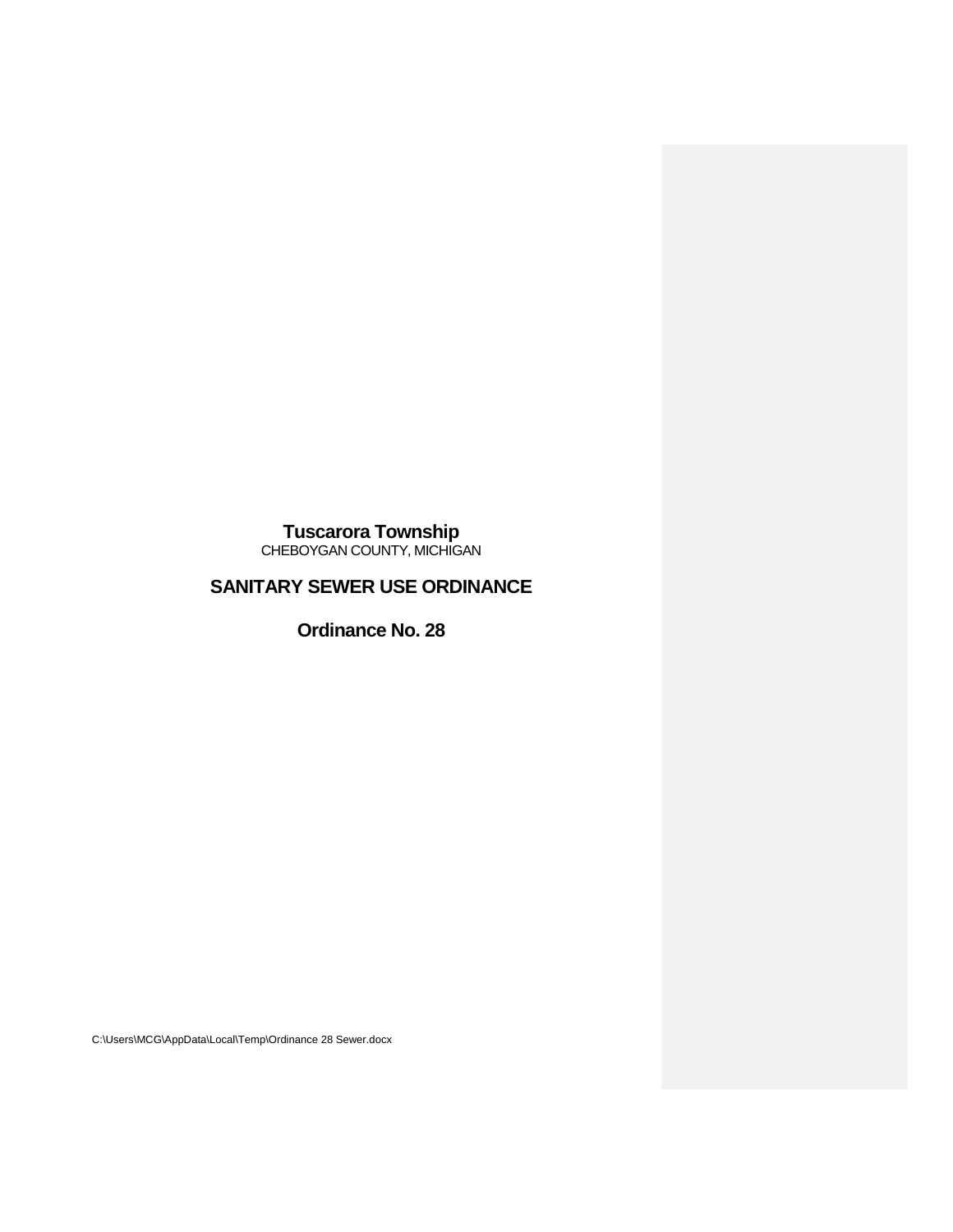# Tuscarora Township

CHEBOYGAN COUNTY, MICHIGAN

## SANITARY SEWER USE ORDINANCE

## Ordinance No. 28

C:\Users\MCG\AppData\Local\Temp\Ordinance 28 Sewer.docx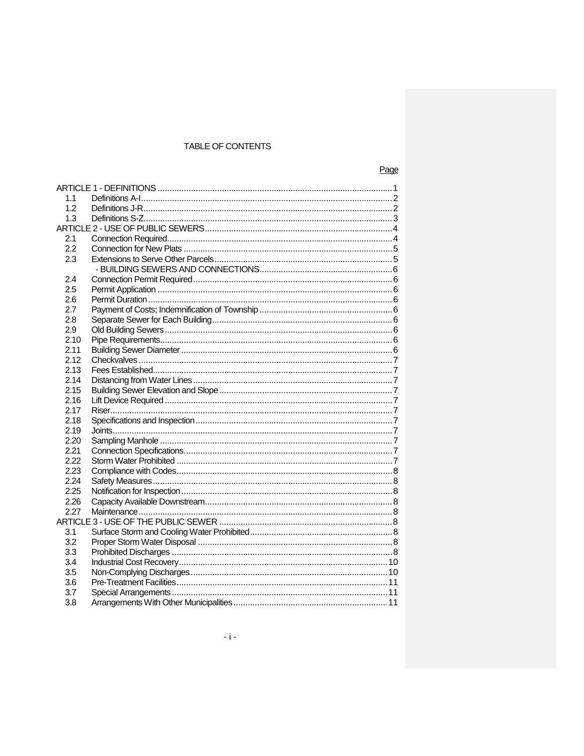# TABLE OF CONTENTS

| | | Page |
|---|---|---|
| ARTICLE 1 - DEFINITIONS | | 1 |
| 1.1 | Definitions A-I | 2 |
| 1.2 | Definitions J-R | 2 |
| 1.3 | Definitions S-Z | 3 |
| ARTICLE 2 - USE OF PUBLIC SEWERS | | 4 |
| 2.1 | Connection Required | 4 |
| 2.2 | Connection for New Plats | 5 |
| 2.3 | Extensions to Serve Other Parcels | 5 |
| | - BUILDING SEWERS AND CONNECTIONS | 6 |
| 2.4 | Connection Permit Required | 6 |
| 2.5 | Permit Application | 6 |
| 2.6 | Permit Duration | 6 |
| 2.7 | Payment of Costs; Indemnification of Township | 6 |
| 2.8 | Separate Sewer for Each Building | 6 |
| 2.9 | Old Building Sewers | 6 |
| 2.10 | Pipe Requirements | 6 |
| 2.11 | Building Sewer Diameter | 6 |
| 2.12 | Checkvalves | 7 |
| 2.13 | Fees Established | 7 |
| 2.14 | Distancing from Water Lines | 7 |
| 2.15 | Building Sewer Elevation and Slope | 7 |
| 2.16 | Lift Device Required | 7 |
| 2.17 | Riser | 7 |
| 2.18 | Specifications and Inspection | 7 |
| 2.19 | Joints | 7 |
| 2.20 | Sampling Manhole | 7 |
| 2.21 | Connection Specifications | 7 |
| 2.22 | Storm Water Prohibited | 7 |
| 2.23 | Compliance with Codes | 8 |
| 2.24 | Safety Measures | 8 |
| 2.25 | Notification for Inspection | 8 |
| 2.26 | Capacity Available Downstream | 8 |
| 2.27 | Maintenance | 8 |
| ARTICLE 3 - USE OF THE PUBLIC SEWER | | 8 |
| 3.1 | Surface Storm and Cooling Water Prohibited | 8 |
| 3.2 | Proper Storm Water Disposal | 8 |
| 3.3 | Prohibited Discharges | 8 |
| 3.4 | Industrial Cost Recovery | 10 |
| 3.5 | Non-Complying Discharges | 10 |
| 3.6 | Pre-Treatment Facilities | 11 |
| 3.7 | Special Arrangements | 11 |
| 3.8 | Arrangements With Other Municipalities | 11 |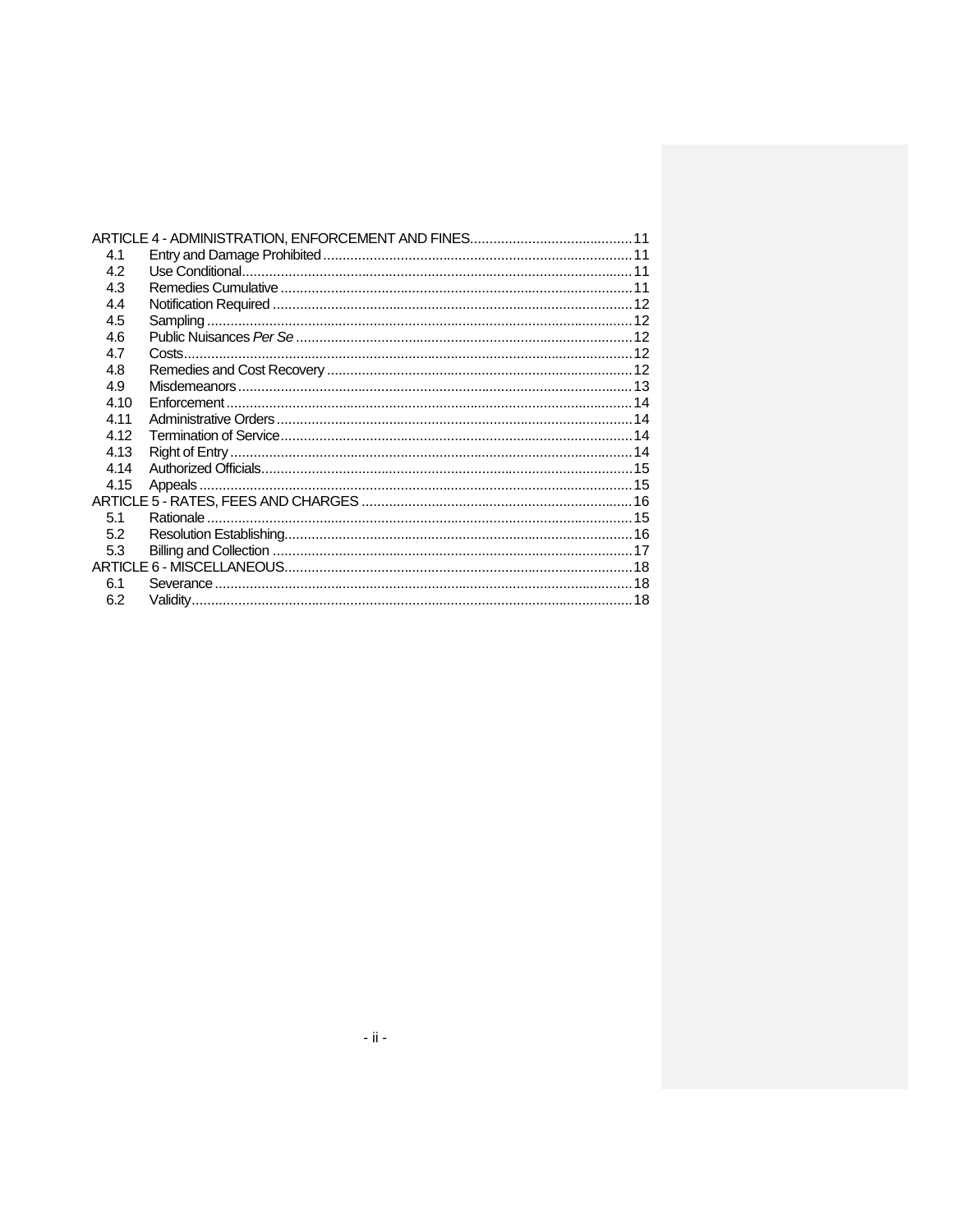| | | |
|---|---|---|
| ARTICLE 4 - ADMINISTRATION, ENFORCEMENT AND FINES | | 11 |
| 4.1 | Entry and Damage Prohibited | 11 |
| 4.2 | Use Conditional | 11 |
| 4.3 | Remedies Cumulative | 11 |
| 4.4 | Notification Required | 12 |
| 4.5 | Sampling | 12 |
| 4.6 | Public Nuisances *Per Se* | 12 |
| 4.7 | Costs | 12 |
| 4.8 | Remedies and Cost Recovery | 12 |
| 4.9 | Misdemeanors | 13 |
| 4.10 | Enforcement | 14 |
| 4.11 | Administrative Orders | 14 |
| 4.12 | Termination of Service | 14 |
| 4.13 | Right of Entry | 14 |
| 4.14 | Authorized Officials | 15 |
| 4.15 | Appeals | 15 |
| ARTICLE 5 - RATES, FEES AND CHARGES | | 16 |
| 5.1 | Rationale | 15 |
| 5.2 | Resolution Establishing | 16 |
| 5.3 | Billing and Collection | 17 |
| ARTICLE 6 - MISCELLANEOUS | | 18 |
| 6.1 | Severance | 18 |
| 6.2 | Validity | 18 |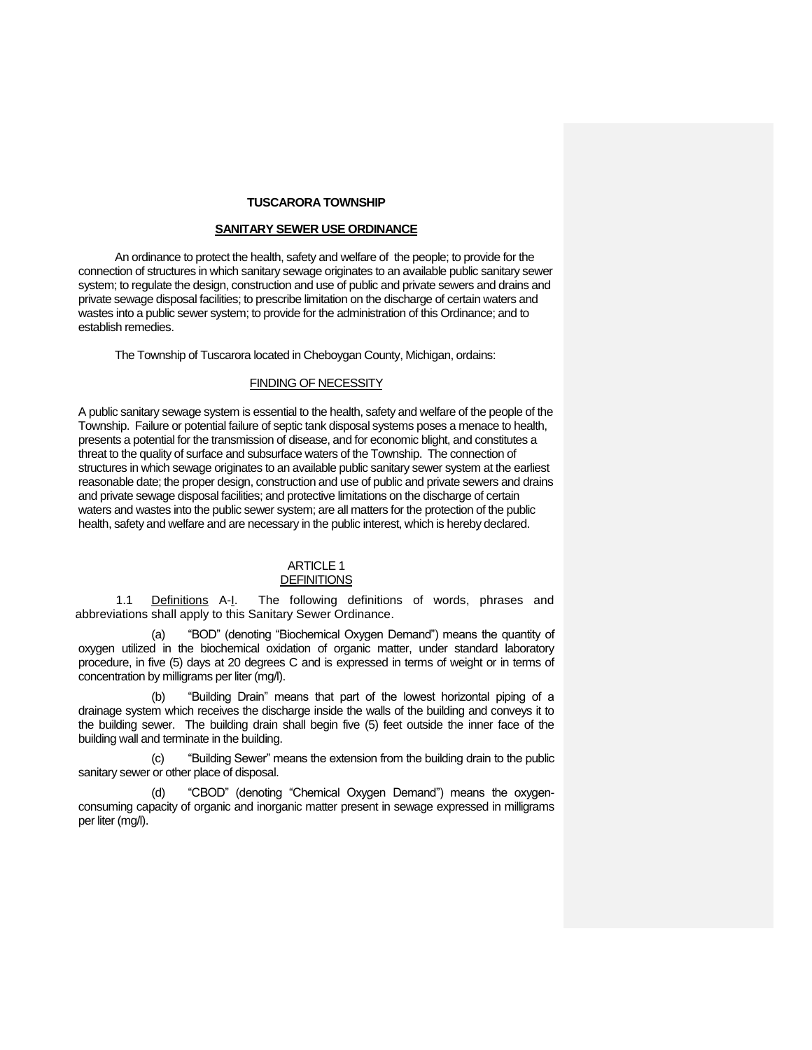**TUSCARORA TOWNSHIP**

**SANITARY SEWER USE ORDINANCE**

An ordinance to protect the health, safety and welfare of the people; to provide for the connection of structures in which sanitary sewage originates to an available public sanitary sewer system; to regulate the design, construction and use of public and private sewers and drains and private sewage disposal facilities; to prescribe limitation on the discharge of certain waters and wastes into a public sewer system; to provide for the administration of this Ordinance; and to establish remedies.

The Township of Tuscarora located in Cheboygan County, Michigan, ordains:

FINDING OF NECESSITY

A public sanitary sewage system is essential to the health, safety and welfare of the people of the Township. Failure or potential failure of septic tank disposal systems poses a menace to health, presents a potential for the transmission of disease, and for economic blight, and constitutes a threat to the quality of surface and subsurface waters of the Township. The connection of structures in which sewage originates to an available public sanitary sewer system at the earliest reasonable date; the proper design, construction and use of public and private sewers and drains and private sewage disposal facilities; and protective limitations on the discharge of certain waters and wastes into the public sewer system; are all matters for the protection of the public health, safety and welfare and are necessary in the public interest, which is hereby declared.

ARTICLE 1
DEFINITIONS

1.1 Definitions A-I. The following definitions of words, phrases and abbreviations shall apply to this Sanitary Sewer Ordinance.

(a) "BOD" (denoting "Biochemical Oxygen Demand") means the quantity of oxygen utilized in the biochemical oxidation of organic matter, under standard laboratory procedure, in five (5) days at 20 degrees C and is expressed in terms of weight or in terms of concentration by milligrams per liter (mg/l).

(b) "Building Drain" means that part of the lowest horizontal piping of a drainage system which receives the discharge inside the walls of the building and conveys it to the building sewer. The building drain shall begin five (5) feet outside the inner face of the building wall and terminate in the building.

(c) "Building Sewer" means the extension from the building drain to the public sanitary sewer or other place of disposal.

(d) "CBOD" (denoting "Chemical Oxygen Demand") means the oxygen-consuming capacity of organic and inorganic matter present in sewage expressed in milligrams per liter (mg/l).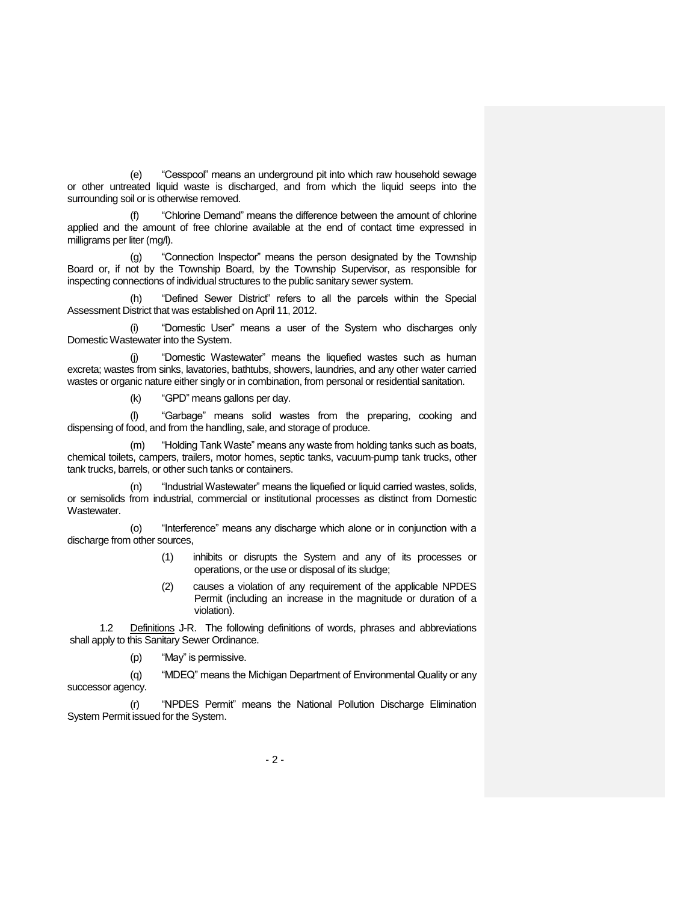(e) "Cesspool" means an underground pit into which raw household sewage or other untreated liquid waste is discharged, and from which the liquid seeps into the surrounding soil or is otherwise removed.

(f) "Chlorine Demand" means the difference between the amount of chlorine applied and the amount of free chlorine available at the end of contact time expressed in milligrams per liter (mg/l).

(g) "Connection Inspector" means the person designated by the Township Board or, if not by the Township Board, by the Township Supervisor, as responsible for inspecting connections of individual structures to the public sanitary sewer system.

(h) "Defined Sewer District" refers to all the parcels within the Special Assessment District that was established on April 11, 2012.

(i) "Domestic User" means a user of the System who discharges only Domestic Wastewater into the System.

(j) "Domestic Wastewater" means the liquefied wastes such as human excreta; wastes from sinks, lavatories, bathtubs, showers, laundries, and any other water carried wastes or organic nature either singly or in combination, from personal or residential sanitation.

(k) "GPD" means gallons per day.

(l) "Garbage" means solid wastes from the preparing, cooking and dispensing of food, and from the handling, sale, and storage of produce.

(m) "Holding Tank Waste" means any waste from holding tanks such as boats, chemical toilets, campers, trailers, motor homes, septic tanks, vacuum-pump tank trucks, other tank trucks, barrels, or other such tanks or containers.

(n) "Industrial Wastewater" means the liquefied or liquid carried wastes, solids, or semisolids from industrial, commercial or institutional processes as distinct from Domestic Wastewater.

(o) "Interference" means any discharge which alone or in conjunction with a discharge from other sources,

(1) inhibits or disrupts the System and any of its processes or operations, or the use or disposal of its sludge;

(2) causes a violation of any requirement of the applicable NPDES Permit (including an increase in the magnitude or duration of a violation).

1.2 Definitions J-R. The following definitions of words, phrases and abbreviations shall apply to this Sanitary Sewer Ordinance.

(p) "May" is permissive.

(q) "MDEQ" means the Michigan Department of Environmental Quality or any successor agency.

(r) "NPDES Permit" means the National Pollution Discharge Elimination System Permit issued for the System.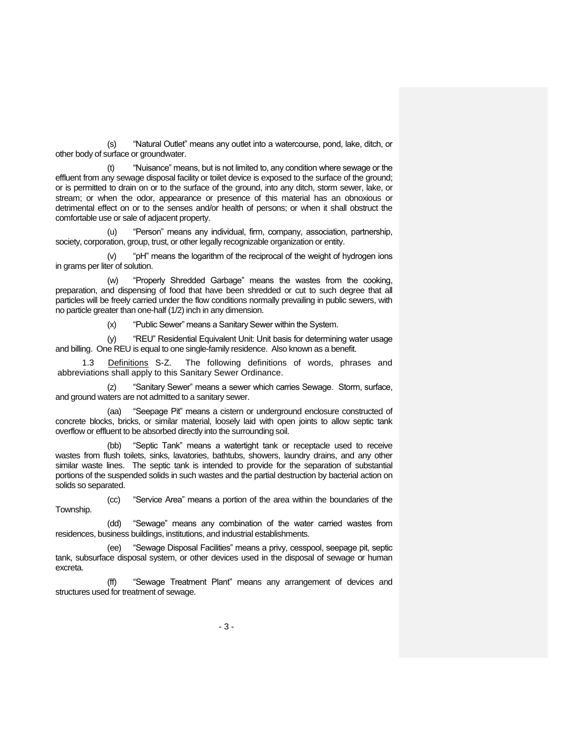(s) "Natural Outlet" means any outlet into a watercourse, pond, lake, ditch, or other body of surface or groundwater.

(t) "Nuisance" means, but is not limited to, any condition where sewage or the effluent from any sewage disposal facility or toilet device is exposed to the surface of the ground; or is permitted to drain on or to the surface of the ground, into any ditch, storm sewer, lake, or stream; or when the odor, appearance or presence of this material has an obnoxious or detrimental effect on or to the senses and/or health of persons; or when it shall obstruct the comfortable use or sale of adjacent property.

(u) "Person" means any individual, firm, company, association, partnership, society, corporation, group, trust, or other legally recognizable organization or entity.

(v) "pH" means the logarithm of the reciprocal of the weight of hydrogen ions in grams per liter of solution.

(w) "Properly Shredded Garbage" means the wastes from the cooking, preparation, and dispensing of food that have been shredded or cut to such degree that all particles will be freely carried under the flow conditions normally prevailing in public sewers, with no particle greater than one-half (1/2) inch in any dimension.

(x) "Public Sewer" means a Sanitary Sewer within the System.

(y) "REU" Residential Equivalent Unit: Unit basis for determining water usage and billing. One REU is equal to one single-family residence. Also known as a benefit.

1.3 Definitions S-Z. The following definitions of words, phrases and abbreviations shall apply to this Sanitary Sewer Ordinance.

(z) "Sanitary Sewer" means a sewer which carries Sewage. Storm, surface, and ground waters are not admitted to a sanitary sewer.

(aa) "Seepage Pit" means a cistern or underground enclosure constructed of concrete blocks, bricks, or similar material, loosely laid with open joints to allow septic tank overflow or effluent to be absorbed directly into the surrounding soil.

(bb) "Septic Tank" means a watertight tank or receptacle used to receive wastes from flush toilets, sinks, lavatories, bathtubs, showers, laundry drains, and any other similar waste lines. The septic tank is intended to provide for the separation of substantial portions of the suspended solids in such wastes and the partial destruction by bacterial action on solids so separated.

(cc) "Service Area" means a portion of the area within the boundaries of the Township.

(dd) "Sewage" means any combination of the water carried wastes from residences, business buildings, institutions, and industrial establishments.

(ee) "Sewage Disposal Facilities" means a privy, cesspool, seepage pit, septic tank, subsurface disposal system, or other devices used in the disposal of sewage or human excreta.

(ff) "Sewage Treatment Plant" means any arrangement of devices and structures used for treatment of sewage.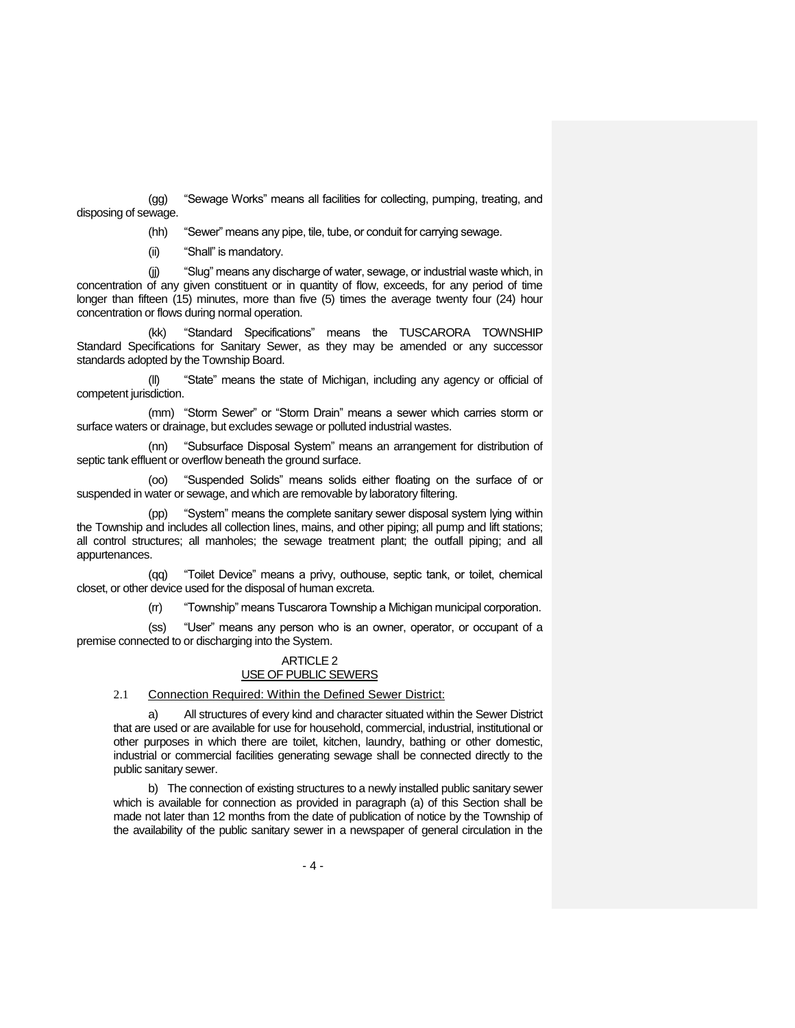(gg) "Sewage Works" means all facilities for collecting, pumping, treating, and disposing of sewage.

(hh) "Sewer" means any pipe, tile, tube, or conduit for carrying sewage.

(ii) "Shall" is mandatory.

(jj) "Slug" means any discharge of water, sewage, or industrial waste which, in concentration of any given constituent or in quantity of flow, exceeds, for any period of time longer than fifteen (15) minutes, more than five (5) times the average twenty four (24) hour concentration or flows during normal operation.

(kk) "Standard Specifications" means the TUSCARORA TOWNSHIP Standard Specifications for Sanitary Sewer, as they may be amended or any successor standards adopted by the Township Board.

(ll) "State" means the state of Michigan, including any agency or official of competent jurisdiction.

(mm) "Storm Sewer" or "Storm Drain" means a sewer which carries storm or surface waters or drainage, but excludes sewage or polluted industrial wastes.

(nn) "Subsurface Disposal System" means an arrangement for distribution of septic tank effluent or overflow beneath the ground surface.

(oo) "Suspended Solids" means solids either floating on the surface of or suspended in water or sewage, and which are removable by laboratory filtering.

(pp) "System" means the complete sanitary sewer disposal system lying within the Township and includes all collection lines, mains, and other piping; all pump and lift stations; all control structures; all manholes; the sewage treatment plant; the outfall piping; and all appurtenances.

(qq) "Toilet Device" means a privy, outhouse, septic tank, or toilet, chemical closet, or other device used for the disposal of human excreta.

(rr) "Township" means Tuscarora Township a Michigan municipal corporation.

(ss) "User" means any person who is an owner, operator, or occupant of a premise connected to or discharging into the System.

## ARTICLE 2
## USE OF PUBLIC SEWERS

### 2.1 Connection Required: Within the Defined Sewer District:

a) All structures of every kind and character situated within the Sewer District that are used or are available for use for household, commercial, industrial, institutional or other purposes in which there are toilet, kitchen, laundry, bathing or other domestic, industrial or commercial facilities generating sewage shall be connected directly to the public sanitary sewer.

b) The connection of existing structures to a newly installed public sanitary sewer which is available for connection as provided in paragraph (a) of this Section shall be made not later than 12 months from the date of publication of notice by the Township of the availability of the public sanitary sewer in a newspaper of general circulation in the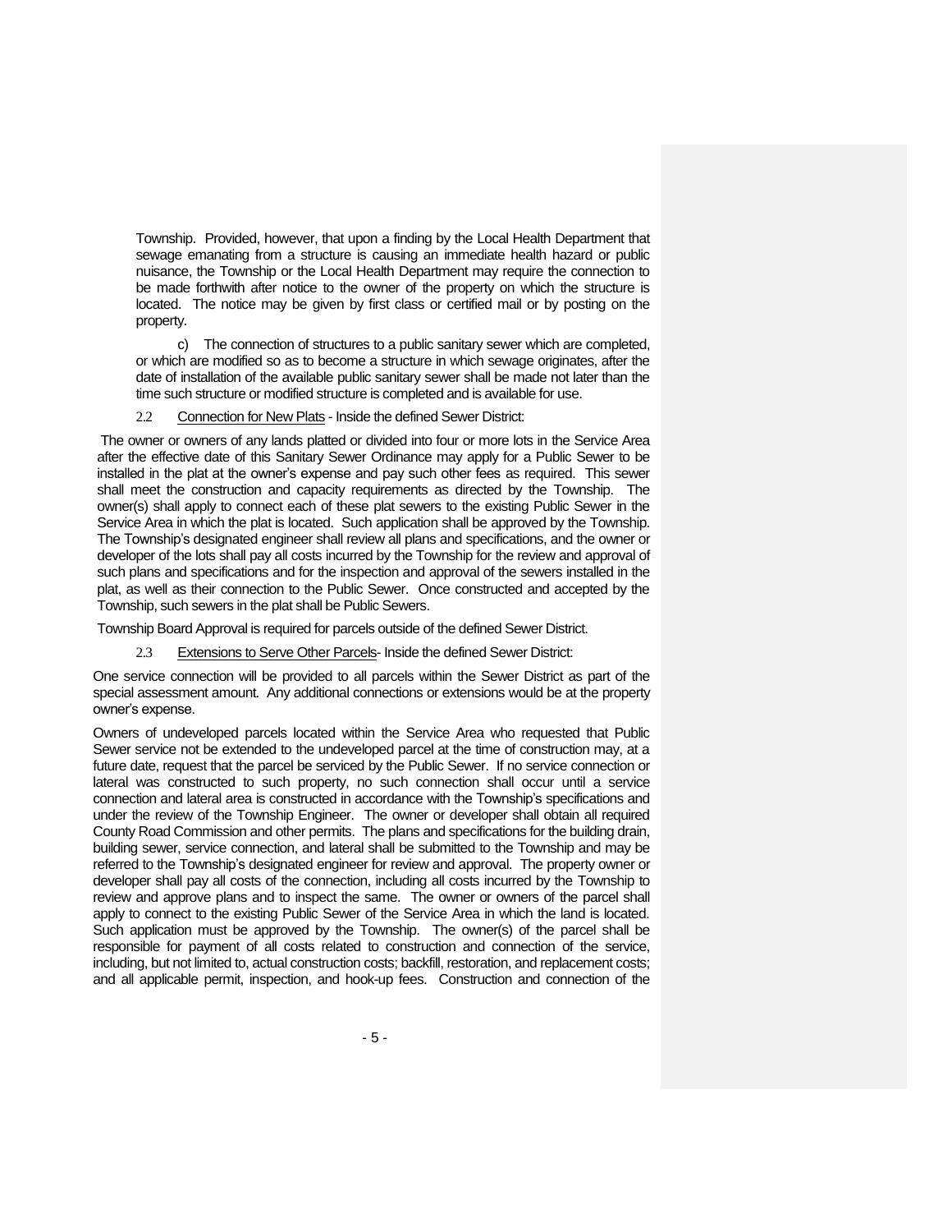Township. Provided, however, that upon a finding by the Local Health Department that sewage emanating from a structure is causing an immediate health hazard or public nuisance, the Township or the Local Health Department may require the connection to be made forthwith after notice to the owner of the property on which the structure is located. The notice may be given by first class or certified mail or by posting on the property.

c) The connection of structures to a public sanitary sewer which are completed, or which are modified so as to become a structure in which sewage originates, after the date of installation of the available public sanitary sewer shall be made not later than the time such structure or modified structure is completed and is available for use.

2.2 Connection for New Plats - Inside the defined Sewer District:

The owner or owners of any lands platted or divided into four or more lots in the Service Area after the effective date of this Sanitary Sewer Ordinance may apply for a Public Sewer to be installed in the plat at the owner's expense and pay such other fees as required. This sewer shall meet the construction and capacity requirements as directed by the Township. The owner(s) shall apply to connect each of these plat sewers to the existing Public Sewer in the Service Area in which the plat is located. Such application shall be approved by the Township. The Township's designated engineer shall review all plans and specifications, and the owner or developer of the lots shall pay all costs incurred by the Township for the review and approval of such plans and specifications and for the inspection and approval of the sewers installed in the plat, as well as their connection to the Public Sewer. Once constructed and accepted by the Township, such sewers in the plat shall be Public Sewers.

Township Board Approval is required for parcels outside of the defined Sewer District.

2.3 Extensions to Serve Other Parcels- Inside the defined Sewer District:

One service connection will be provided to all parcels within the Sewer District as part of the special assessment amount. Any additional connections or extensions would be at the property owner's expense.

Owners of undeveloped parcels located within the Service Area who requested that Public Sewer service not be extended to the undeveloped parcel at the time of construction may, at a future date, request that the parcel be serviced by the Public Sewer. If no service connection or lateral was constructed to such property, no such connection shall occur until a service connection and lateral area is constructed in accordance with the Township's specifications and under the review of the Township Engineer. The owner or developer shall obtain all required County Road Commission and other permits. The plans and specifications for the building drain, building sewer, service connection, and lateral shall be submitted to the Township and may be referred to the Township's designated engineer for review and approval. The property owner or developer shall pay all costs of the connection, including all costs incurred by the Township to review and approve plans and to inspect the same. The owner or owners of the parcel shall apply to connect to the existing Public Sewer of the Service Area in which the land is located. Such application must be approved by the Township. The owner(s) of the parcel shall be responsible for payment of all costs related to construction and connection of the service, including, but not limited to, actual construction costs; backfill, restoration, and replacement costs; and all applicable permit, inspection, and hook-up fees. Construction and connection of the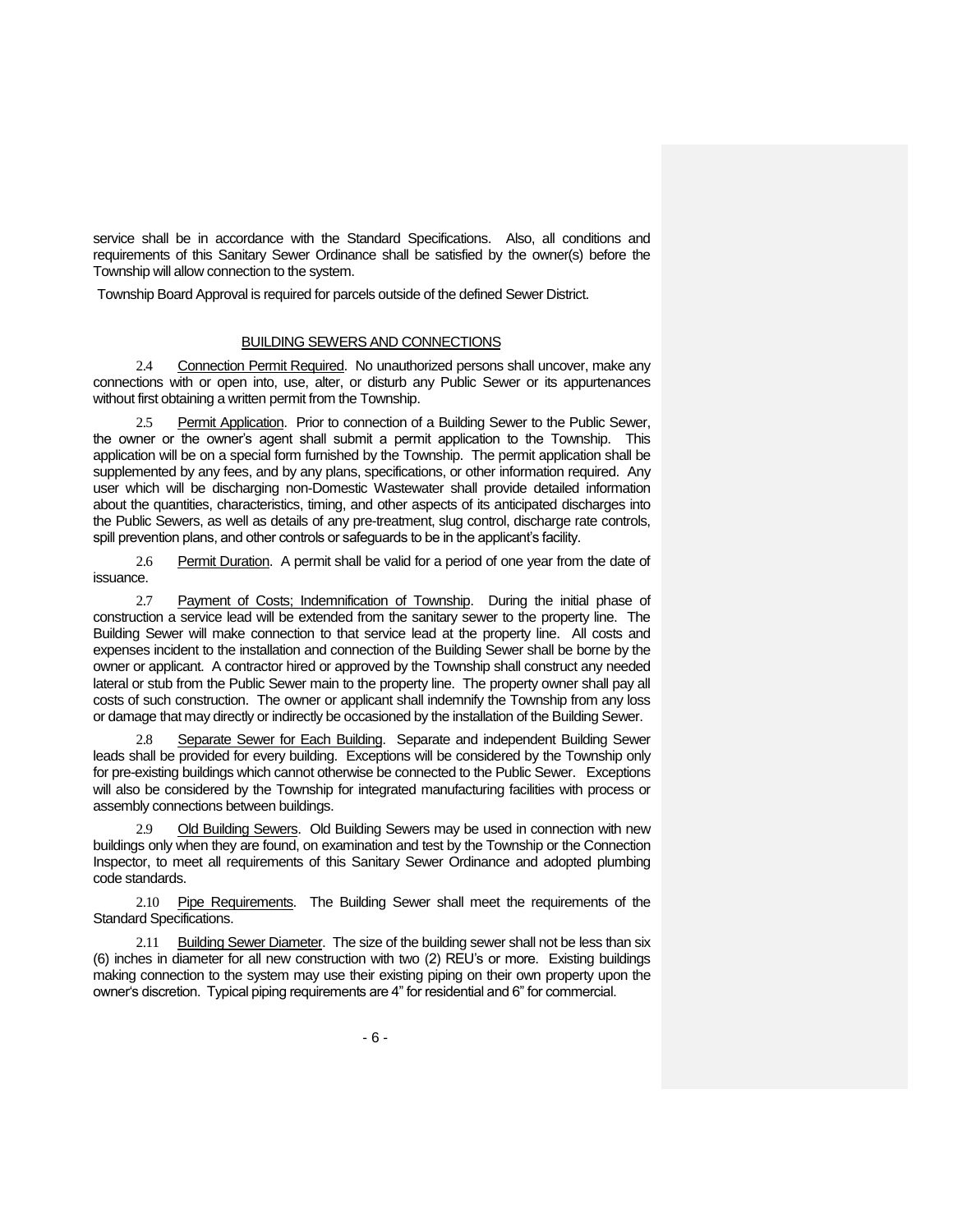service shall be in accordance with the Standard Specifications. Also, all conditions and requirements of this Sanitary Sewer Ordinance shall be satisfied by the owner(s) before the Township will allow connection to the system.

Township Board Approval is required for parcels outside of the defined Sewer District.

## BUILDING SEWERS AND CONNECTIONS

2.4 Connection Permit Required. No unauthorized persons shall uncover, make any connections with or open into, use, alter, or disturb any Public Sewer or its appurtenances without first obtaining a written permit from the Township.

2.5 Permit Application. Prior to connection of a Building Sewer to the Public Sewer, the owner or the owner's agent shall submit a permit application to the Township. This application will be on a special form furnished by the Township. The permit application shall be supplemented by any fees, and by any plans, specifications, or other information required. Any user which will be discharging non-Domestic Wastewater shall provide detailed information about the quantities, characteristics, timing, and other aspects of its anticipated discharges into the Public Sewers, as well as details of any pre-treatment, slug control, discharge rate controls, spill prevention plans, and other controls or safeguards to be in the applicant's facility.

2.6 Permit Duration. A permit shall be valid for a period of one year from the date of issuance.

2.7 Payment of Costs; Indemnification of Township. During the initial phase of construction a service lead will be extended from the sanitary sewer to the property line. The Building Sewer will make connection to that service lead at the property line. All costs and expenses incident to the installation and connection of the Building Sewer shall be borne by the owner or applicant. A contractor hired or approved by the Township shall construct any needed lateral or stub from the Public Sewer main to the property line. The property owner shall pay all costs of such construction. The owner or applicant shall indemnify the Township from any loss or damage that may directly or indirectly be occasioned by the installation of the Building Sewer.

2.8 Separate Sewer for Each Building. Separate and independent Building Sewer leads shall be provided for every building. Exceptions will be considered by the Township only for pre-existing buildings which cannot otherwise be connected to the Public Sewer. Exceptions will also be considered by the Township for integrated manufacturing facilities with process or assembly connections between buildings.

2.9 Old Building Sewers. Old Building Sewers may be used in connection with new buildings only when they are found, on examination and test by the Township or the Connection Inspector, to meet all requirements of this Sanitary Sewer Ordinance and adopted plumbing code standards.

2.10 Pipe Requirements. The Building Sewer shall meet the requirements of the Standard Specifications.

2.11 Building Sewer Diameter. The size of the building sewer shall not be less than six (6) inches in diameter for all new construction with two (2) REU's or more. Existing buildings making connection to the system may use their existing piping on their own property upon the owner's discretion. Typical piping requirements are 4" for residential and 6" for commercial.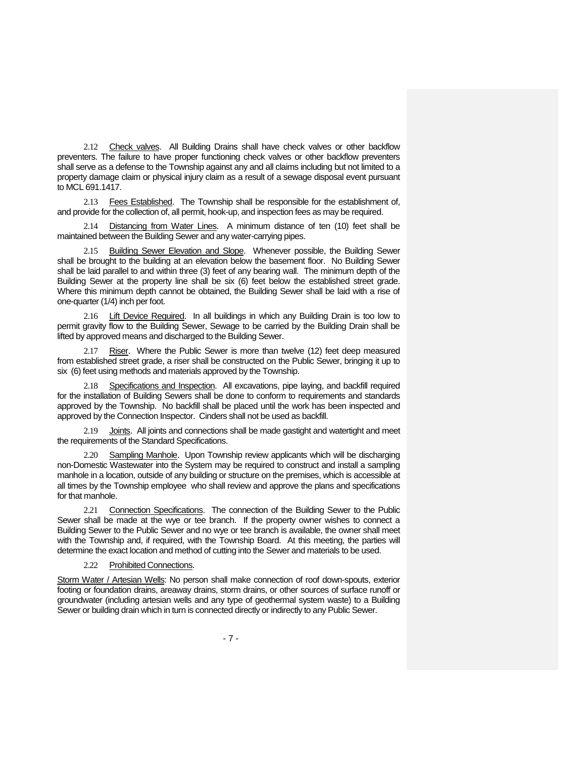2.12 Check valves. All Building Drains shall have check valves or other backflow preventers. The failure to have proper functioning check valves or other backflow preventers shall serve as a defense to the Township against any and all claims including but not limited to a property damage claim or physical injury claim as a result of a sewage disposal event pursuant to MCL 691.1417.

2.13 Fees Established. The Township shall be responsible for the establishment of, and provide for the collection of, all permit, hook-up, and inspection fees as may be required.

2.14 Distancing from Water Lines. A minimum distance of ten (10) feet shall be maintained between the Building Sewer and any water-carrying pipes.

2.15 Building Sewer Elevation and Slope. Whenever possible, the Building Sewer shall be brought to the building at an elevation below the basement floor. No Building Sewer shall be laid parallel to and within three (3) feet of any bearing wall. The minimum depth of the Building Sewer at the property line shall be six (6) feet below the established street grade. Where this minimum depth cannot be obtained, the Building Sewer shall be laid with a rise of one-quarter (1/4) inch per foot.

2.16 Lift Device Required. In all buildings in which any Building Drain is too low to permit gravity flow to the Building Sewer, Sewage to be carried by the Building Drain shall be lifted by approved means and discharged to the Building Sewer.

2.17 Riser. Where the Public Sewer is more than twelve (12) feet deep measured from established street grade, a riser shall be constructed on the Public Sewer, bringing it up to six (6) feet using methods and materials approved by the Township.

2.18 Specifications and Inspection. All excavations, pipe laying, and backfill required for the installation of Building Sewers shall be done to conform to requirements and standards approved by the Township. No backfill shall be placed until the work has been inspected and approved by the Connection Inspector. Cinders shall not be used as backfill.

2.19 Joints. All joints and connections shall be made gastight and watertight and meet the requirements of the Standard Specifications.

2.20 Sampling Manhole. Upon Township review applicants which will be discharging non-Domestic Wastewater into the System may be required to construct and install a sampling manhole in a location, outside of any building or structure on the premises, which is accessible at all times by the Township employee who shall review and approve the plans and specifications for that manhole.

2.21 Connection Specifications. The connection of the Building Sewer to the Public Sewer shall be made at the wye or tee branch. If the property owner wishes to connect a Building Sewer to the Public Sewer and no wye or tee branch is available, the owner shall meet with the Township and, if required, with the Township Board. At this meeting, the parties will determine the exact location and method of cutting into the Sewer and materials to be used.

2.22 Prohibited Connections.

Storm Water / Artesian Wells: No person shall make connection of roof down-spouts, exterior footing or foundation drains, areaway drains, storm drains, or other sources of surface runoff or groundwater (including artesian wells and any type of geothermal system waste) to a Building Sewer or building drain which in turn is connected directly or indirectly to any Public Sewer.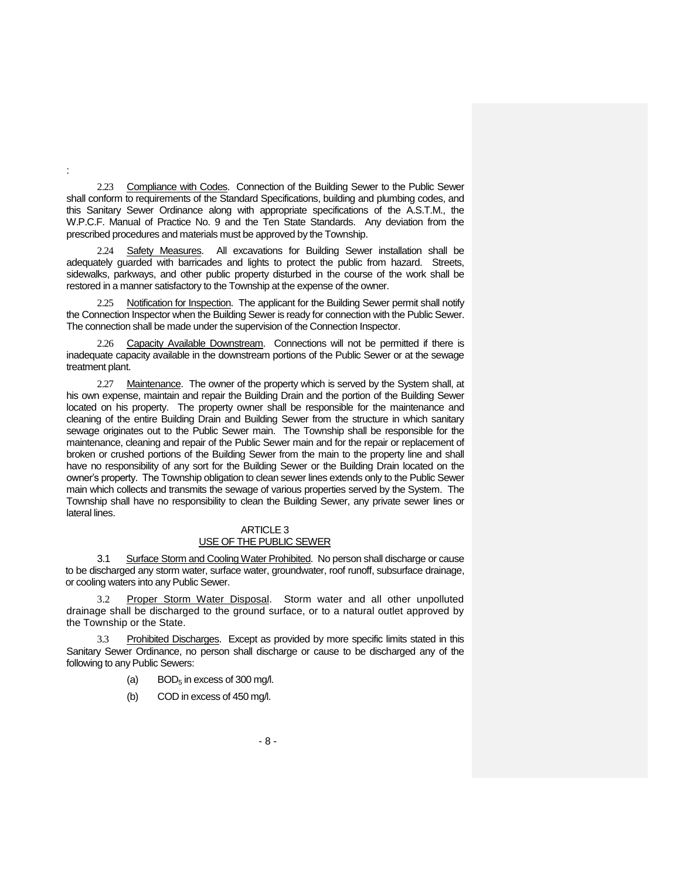:

2.23 Compliance with Codes. Connection of the Building Sewer to the Public Sewer shall conform to requirements of the Standard Specifications, building and plumbing codes, and this Sanitary Sewer Ordinance along with appropriate specifications of the A.S.T.M., the W.P.C.F. Manual of Practice No. 9 and the Ten State Standards. Any deviation from the prescribed procedures and materials must be approved by the Township.

2.24 Safety Measures. All excavations for Building Sewer installation shall be adequately guarded with barricades and lights to protect the public from hazard. Streets, sidewalks, parkways, and other public property disturbed in the course of the work shall be restored in a manner satisfactory to the Township at the expense of the owner.

2.25 Notification for Inspection. The applicant for the Building Sewer permit shall notify the Connection Inspector when the Building Sewer is ready for connection with the Public Sewer. The connection shall be made under the supervision of the Connection Inspector.

2.26 Capacity Available Downstream. Connections will not be permitted if there is inadequate capacity available in the downstream portions of the Public Sewer or at the sewage treatment plant.

2.27 Maintenance. The owner of the property which is served by the System shall, at his own expense, maintain and repair the Building Drain and the portion of the Building Sewer located on his property. The property owner shall be responsible for the maintenance and cleaning of the entire Building Drain and Building Sewer from the structure in which sanitary sewage originates out to the Public Sewer main. The Township shall be responsible for the maintenance, cleaning and repair of the Public Sewer main and for the repair or replacement of broken or crushed portions of the Building Sewer from the main to the property line and shall have no responsibility of any sort for the Building Sewer or the Building Drain located on the owner's property. The Township obligation to clean sewer lines extends only to the Public Sewer main which collects and transmits the sewage of various properties served by the System. The Township shall have no responsibility to clean the Building Sewer, any private sewer lines or lateral lines.

## ARTICLE 3
## USE OF THE PUBLIC SEWER

3.1 Surface Storm and Cooling Water Prohibited. No person shall discharge or cause to be discharged any storm water, surface water, groundwater, roof runoff, subsurface drainage, or cooling waters into any Public Sewer.

3.2 Proper Storm Water Disposal. Storm water and all other unpolluted drainage shall be discharged to the ground surface, or to a natural outlet approved by the Township or the State.

3.3 Prohibited Discharges. Except as provided by more specific limits stated in this Sanitary Sewer Ordinance, no person shall discharge or cause to be discharged any of the following to any Public Sewers:

(a) $BOD_5$ in excess of 300 mg/l.

(b) COD in excess of 450 mg/l.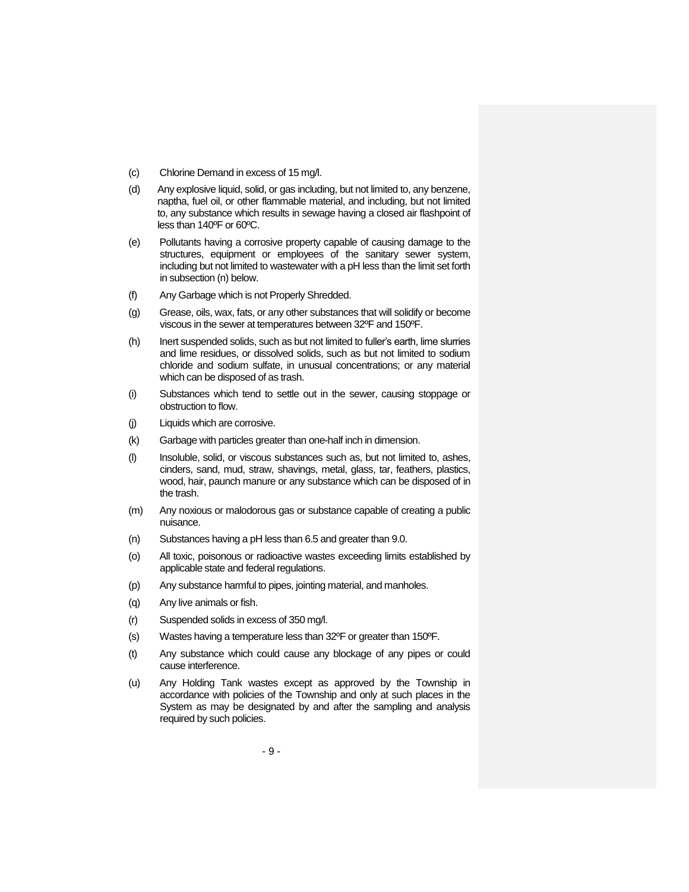(c) Chlorine Demand in excess of 15 mg/l.

(d) Any explosive liquid, solid, or gas including, but not limited to, any benzene, naptha, fuel oil, or other flammable material, and including, but not limited to, any substance which results in sewage having a closed air flashpoint of less than 140ºF or 60ºC.

(e) Pollutants having a corrosive property capable of causing damage to the structures, equipment or employees of the sanitary sewer system, including but not limited to wastewater with a pH less than the limit set forth in subsection (n) below.

(f) Any Garbage which is not Properly Shredded.

(g) Grease, oils, wax, fats, or any other substances that will solidify or become viscous in the sewer at temperatures between 32ºF and 150ºF.

(h) Inert suspended solids, such as but not limited to fuller's earth, lime slurries and lime residues, or dissolved solids, such as but not limited to sodium chloride and sodium sulfate, in unusual concentrations; or any material which can be disposed of as trash.

(i) Substances which tend to settle out in the sewer, causing stoppage or obstruction to flow.

(j) Liquids which are corrosive.

(k) Garbage with particles greater than one-half inch in dimension.

(l) Insoluble, solid, or viscous substances such as, but not limited to, ashes, cinders, sand, mud, straw, shavings, metal, glass, tar, feathers, plastics, wood, hair, paunch manure or any substance which can be disposed of in the trash.

(m) Any noxious or malodorous gas or substance capable of creating a public nuisance.

(n) Substances having a pH less than 6.5 and greater than 9.0.

(o) All toxic, poisonous or radioactive wastes exceeding limits established by applicable state and federal regulations.

(p) Any substance harmful to pipes, jointing material, and manholes.

(q) Any live animals or fish.

(r) Suspended solids in excess of 350 mg/l.

(s) Wastes having a temperature less than 32ºF or greater than 150ºF.

(t) Any substance which could cause any blockage of any pipes or could cause interference.

(u) Any Holding Tank wastes except as approved by the Township in accordance with policies of the Township and only at such places in the System as may be designated by and after the sampling and analysis required by such policies.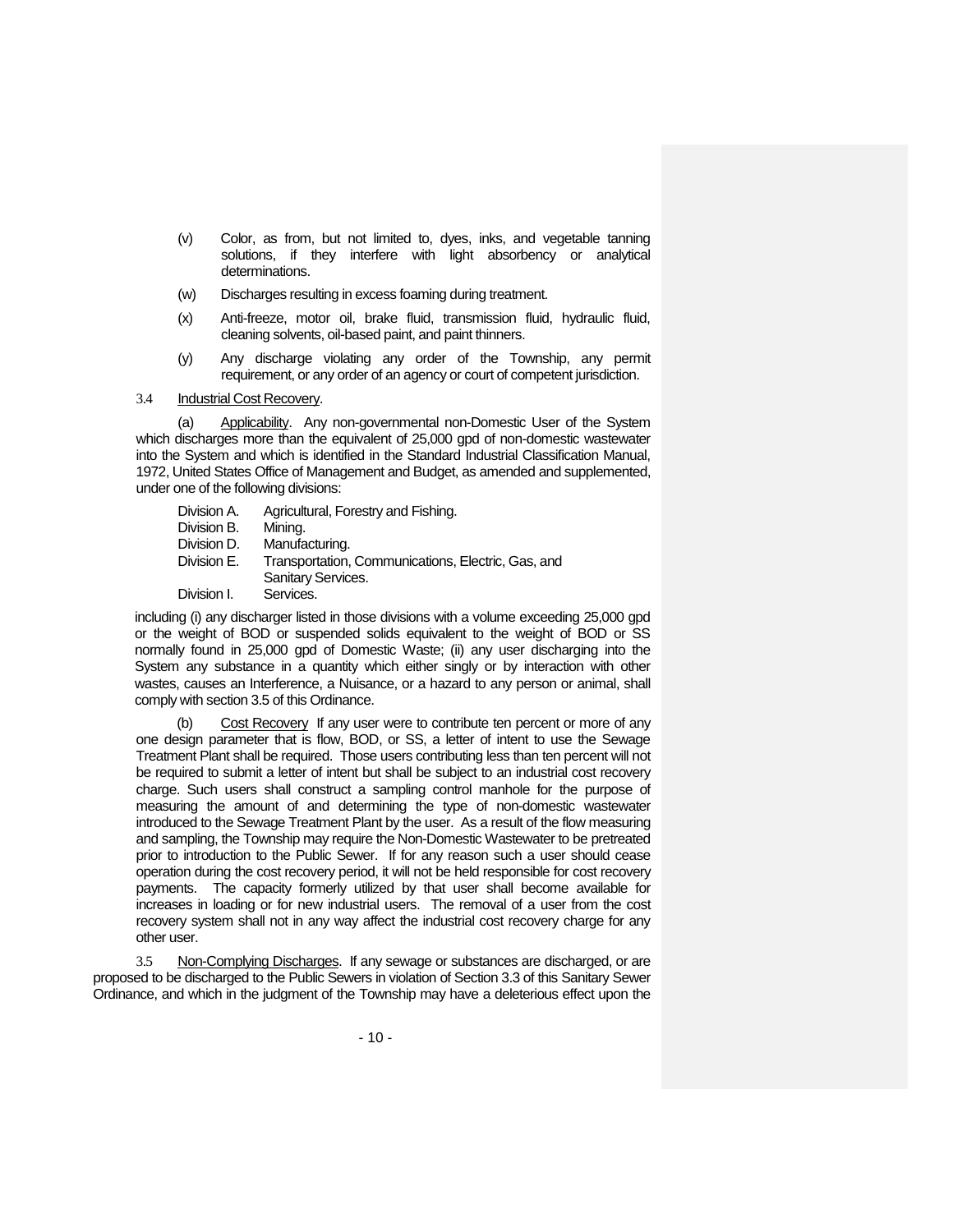(v) Color, as from, but not limited to, dyes, inks, and vegetable tanning solutions, if they interfere with light absorbency or analytical determinations.

(w) Discharges resulting in excess foaming during treatment.

(x) Anti-freeze, motor oil, brake fluid, transmission fluid, hydraulic fluid, cleaning solvents, oil-based paint, and paint thinners.

(y) Any discharge violating any order of the Township, any permit requirement, or any order of an agency or court of competent jurisdiction.

3.4 Industrial Cost Recovery.

(a) Applicability. Any non-governmental non-Domestic User of the System which discharges more than the equivalent of 25,000 gpd of non-domestic wastewater into the System and which is identified in the Standard Industrial Classification Manual, 1972, United States Office of Management and Budget, as amended and supplemented, under one of the following divisions:

Division A. Agricultural, Forestry and Fishing.
Division B. Mining.
Division D. Manufacturing.
Division E. Transportation, Communications, Electric, Gas, and Sanitary Services.
Division I. Services.

including (i) any discharger listed in those divisions with a volume exceeding 25,000 gpd or the weight of BOD or suspended solids equivalent to the weight of BOD or SS normally found in 25,000 gpd of Domestic Waste; (ii) any user discharging into the System any substance in a quantity which either singly or by interaction with other wastes, causes an Interference, a Nuisance, or a hazard to any person or animal, shall comply with section 3.5 of this Ordinance.

(b) Cost Recovery If any user were to contribute ten percent or more of any one design parameter that is flow, BOD, or SS, a letter of intent to use the Sewage Treatment Plant shall be required. Those users contributing less than ten percent will not be required to submit a letter of intent but shall be subject to an industrial cost recovery charge. Such users shall construct a sampling control manhole for the purpose of measuring the amount of and determining the type of non-domestic wastewater introduced to the Sewage Treatment Plant by the user. As a result of the flow measuring and sampling, the Township may require the Non-Domestic Wastewater to be pretreated prior to introduction to the Public Sewer. If for any reason such a user should cease operation during the cost recovery period, it will not be held responsible for cost recovery payments. The capacity formerly utilized by that user shall become available for increases in loading or for new industrial users. The removal of a user from the cost recovery system shall not in any way affect the industrial cost recovery charge for any other user.

3.5 Non-Complying Discharges. If any sewage or substances are discharged, or are proposed to be discharged to the Public Sewers in violation of Section 3.3 of this Sanitary Sewer Ordinance, and which in the judgment of the Township may have a deleterious effect upon the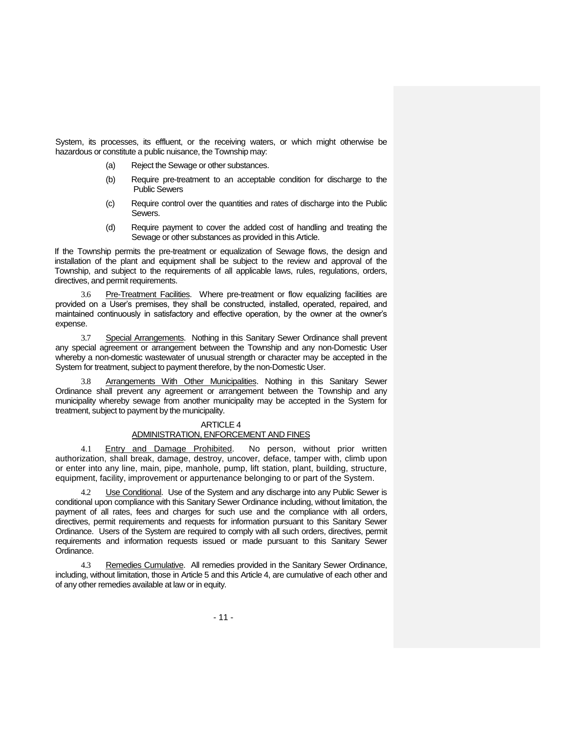System, its processes, its effluent, or the receiving waters, or which might otherwise be hazardous or constitute a public nuisance, the Township may:

(a) Reject the Sewage or other substances.

(b) Require pre-treatment to an acceptable condition for discharge to the Public Sewers

(c) Require control over the quantities and rates of discharge into the Public Sewers.

(d) Require payment to cover the added cost of handling and treating the Sewage or other substances as provided in this Article.

If the Township permits the pre-treatment or equalization of Sewage flows, the design and installation of the plant and equipment shall be subject to the review and approval of the Township, and subject to the requirements of all applicable laws, rules, regulations, orders, directives, and permit requirements.

3.6 Pre-Treatment Facilities. Where pre-treatment or flow equalizing facilities are provided on a User's premises, they shall be constructed, installed, operated, repaired, and maintained continuously in satisfactory and effective operation, by the owner at the owner's expense.

3.7 Special Arrangements. Nothing in this Sanitary Sewer Ordinance shall prevent any special agreement or arrangement between the Township and any non-Domestic User whereby a non-domestic wastewater of unusual strength or character may be accepted in the System for treatment, subject to payment therefore, by the non-Domestic User.

3.8 Arrangements With Other Municipalities. Nothing in this Sanitary Sewer Ordinance shall prevent any agreement or arrangement between the Township and any municipality whereby sewage from another municipality may be accepted in the System for treatment, subject to payment by the municipality.

## ARTICLE 4
## ADMINISTRATION, ENFORCEMENT AND FINES

4.1 Entry and Damage Prohibited. No person, without prior written authorization, shall break, damage, destroy, uncover, deface, tamper with, climb upon or enter into any line, main, pipe, manhole, pump, lift station, plant, building, structure, equipment, facility, improvement or appurtenance belonging to or part of the System.

4.2 Use Conditional. Use of the System and any discharge into any Public Sewer is conditional upon compliance with this Sanitary Sewer Ordinance including, without limitation, the payment of all rates, fees and charges for such use and the compliance with all orders, directives, permit requirements and requests for information pursuant to this Sanitary Sewer Ordinance. Users of the System are required to comply with all such orders, directives, permit requirements and information requests issued or made pursuant to this Sanitary Sewer Ordinance.

4.3 Remedies Cumulative. All remedies provided in the Sanitary Sewer Ordinance, including, without limitation, those in Article 5 and this Article 4, are cumulative of each other and of any other remedies available at law or in equity.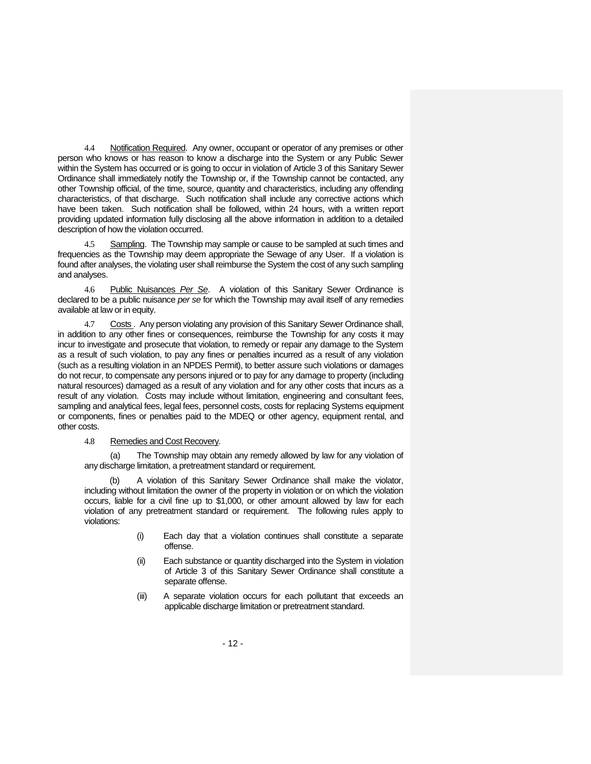4.4 Notification Required. Any owner, occupant or operator of any premises or other person who knows or has reason to know a discharge into the System or any Public Sewer within the System has occurred or is going to occur in violation of Article 3 of this Sanitary Sewer Ordinance shall immediately notify the Township or, if the Township cannot be contacted, any other Township official, of the time, source, quantity and characteristics, including any offending characteristics, of that discharge. Such notification shall include any corrective actions which have been taken. Such notification shall be followed, within 24 hours, with a written report providing updated information fully disclosing all the above information in addition to a detailed description of how the violation occurred.

4.5 Sampling. The Township may sample or cause to be sampled at such times and frequencies as the Township may deem appropriate the Sewage of any User. If a violation is found after analyses, the violating user shall reimburse the System the cost of any such sampling and analyses.

4.6 Public Nuisances *Per Se*. A violation of this Sanitary Sewer Ordinance is declared to be a public nuisance *per se* for which the Township may avail itself of any remedies available at law or in equity.

4.7 Costs . Any person violating any provision of this Sanitary Sewer Ordinance shall, in addition to any other fines or consequences, reimburse the Township for any costs it may incur to investigate and prosecute that violation, to remedy or repair any damage to the System as a result of such violation, to pay any fines or penalties incurred as a result of any violation (such as a resulting violation in an NPDES Permit), to better assure such violations or damages do not recur, to compensate any persons injured or to pay for any damage to property (including natural resources) damaged as a result of any violation and for any other costs that incurs as a result of any violation. Costs may include without limitation, engineering and consultant fees, sampling and analytical fees, legal fees, personnel costs, costs for replacing Systems equipment or components, fines or penalties paid to the MDEQ or other agency, equipment rental, and other costs.

4.8 Remedies and Cost Recovery.

(a) The Township may obtain any remedy allowed by law for any violation of any discharge limitation, a pretreatment standard or requirement.

(b) A violation of this Sanitary Sewer Ordinance shall make the violator, including without limitation the owner of the property in violation or on which the violation occurs, liable for a civil fine up to $1,000, or other amount allowed by law for each violation of any pretreatment standard or requirement. The following rules apply to violations:

(i) Each day that a violation continues shall constitute a separate offense.

(ii) Each substance or quantity discharged into the System in violation of Article 3 of this Sanitary Sewer Ordinance shall constitute a separate offense.

(iii) A separate violation occurs for each pollutant that exceeds an applicable discharge limitation or pretreatment standard.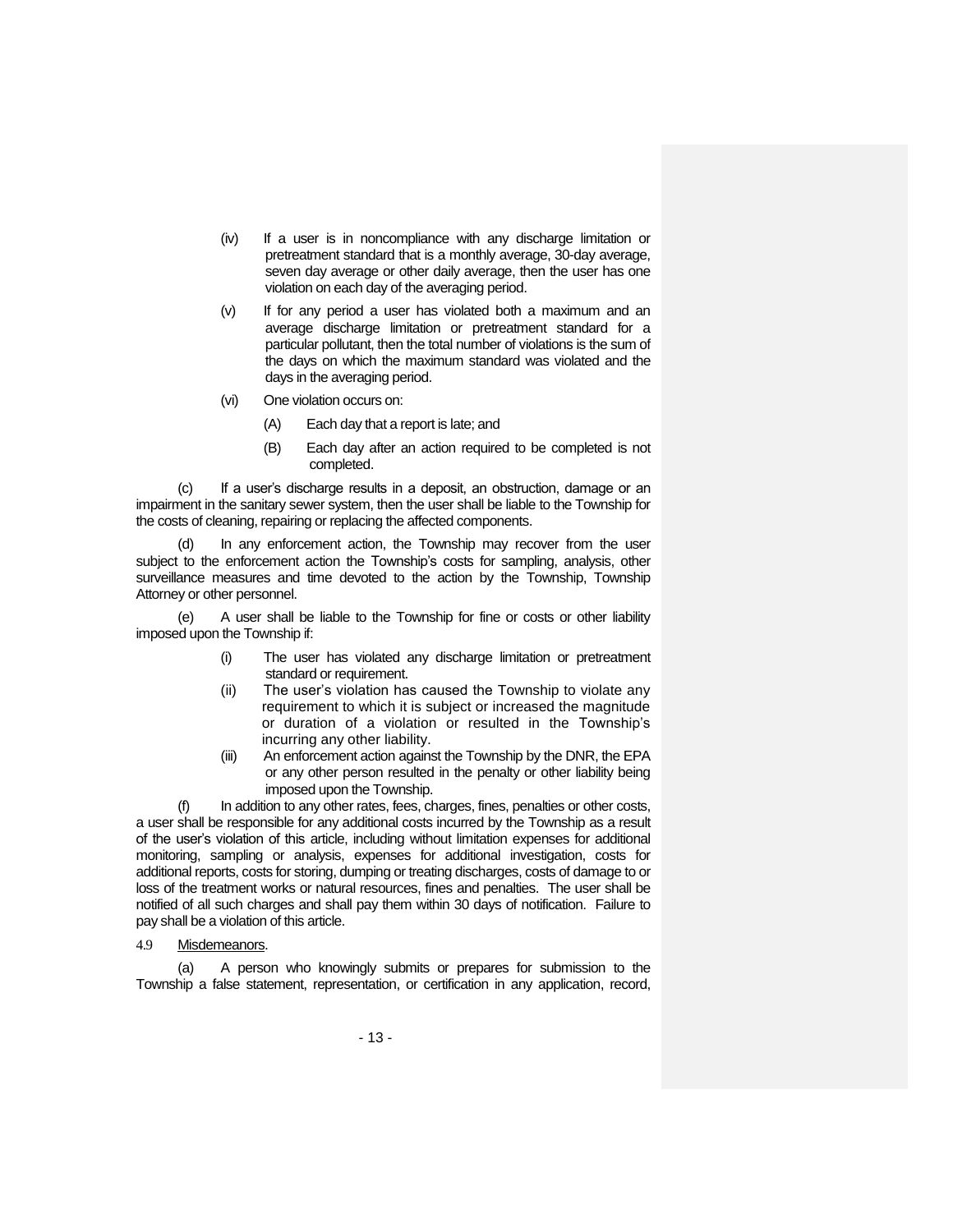(iv) If a user is in noncompliance with any discharge limitation or pretreatment standard that is a monthly average, 30-day average, seven day average or other daily average, then the user has one violation on each day of the averaging period.

(v) If for any period a user has violated both a maximum and an average discharge limitation or pretreatment standard for a particular pollutant, then the total number of violations is the sum of the days on which the maximum standard was violated and the days in the averaging period.

(vi) One violation occurs on:

(A) Each day that a report is late; and

(B) Each day after an action required to be completed is not completed.

(c) If a user's discharge results in a deposit, an obstruction, damage or an impairment in the sanitary sewer system, then the user shall be liable to the Township for the costs of cleaning, repairing or replacing the affected components.

(d) In any enforcement action, the Township may recover from the user subject to the enforcement action the Township's costs for sampling, analysis, other surveillance measures and time devoted to the action by the Township, Township Attorney or other personnel.

(e) A user shall be liable to the Township for fine or costs or other liability imposed upon the Township if:

(i) The user has violated any discharge limitation or pretreatment standard or requirement.

(ii) The user's violation has caused the Township to violate any requirement to which it is subject or increased the magnitude or duration of a violation or resulted in the Township's incurring any other liability.

(iii) An enforcement action against the Township by the DNR, the EPA or any other person resulted in the penalty or other liability being imposed upon the Township.

(f) In addition to any other rates, fees, charges, fines, penalties or other costs, a user shall be responsible for any additional costs incurred by the Township as a result of the user's violation of this article, including without limitation expenses for additional monitoring, sampling or analysis, expenses for additional investigation, costs for additional reports, costs for storing, dumping or treating discharges, costs of damage to or loss of the treatment works or natural resources, fines and penalties. The user shall be notified of all such charges and shall pay them within 30 days of notification. Failure to pay shall be a violation of this article.

4.9 Misdemeanors.

(a) A person who knowingly submits or prepares for submission to the Township a false statement, representation, or certification in any application, record,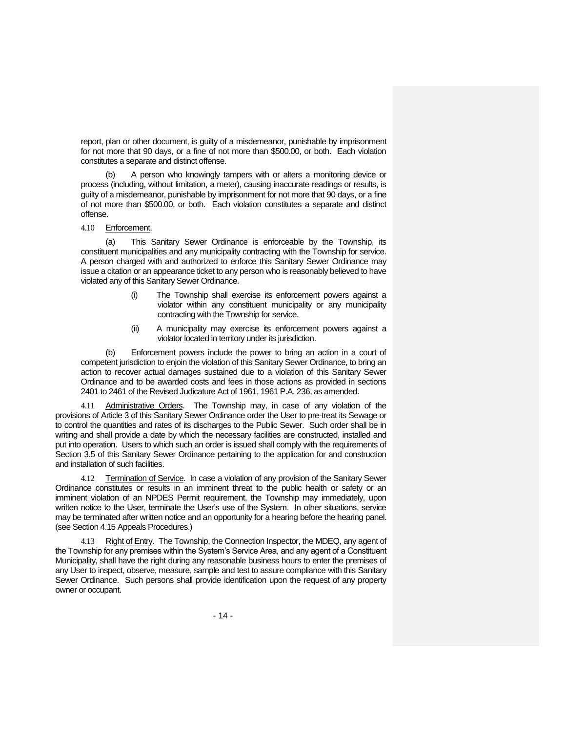report, plan or other document, is guilty of a misdemeanor, punishable by imprisonment for not more that 90 days, or a fine of not more than $500.00, or both. Each violation constitutes a separate and distinct offense.

(b) A person who knowingly tampers with or alters a monitoring device or process (including, without limitation, a meter), causing inaccurate readings or results, is guilty of a misdemeanor, punishable by imprisonment for not more that 90 days, or a fine of not more than $500.00, or both. Each violation constitutes a separate and distinct offense.

4.10 Enforcement.

(a) This Sanitary Sewer Ordinance is enforceable by the Township, its constituent municipalities and any municipality contracting with the Township for service. A person charged with and authorized to enforce this Sanitary Sewer Ordinance may issue a citation or an appearance ticket to any person who is reasonably believed to have violated any of this Sanitary Sewer Ordinance.

(i) The Township shall exercise its enforcement powers against a violator within any constituent municipality or any municipality contracting with the Township for service.

(ii) A municipality may exercise its enforcement powers against a violator located in territory under its jurisdiction.

(b) Enforcement powers include the power to bring an action in a court of competent jurisdiction to enjoin the violation of this Sanitary Sewer Ordinance, to bring an action to recover actual damages sustained due to a violation of this Sanitary Sewer Ordinance and to be awarded costs and fees in those actions as provided in sections 2401 to 2461 of the Revised Judicature Act of 1961, 1961 P.A. 236, as amended.

4.11 Administrative Orders. The Township may, in case of any violation of the provisions of Article 3 of this Sanitary Sewer Ordinance order the User to pre-treat its Sewage or to control the quantities and rates of its discharges to the Public Sewer. Such order shall be in writing and shall provide a date by which the necessary facilities are constructed, installed and put into operation. Users to which such an order is issued shall comply with the requirements of Section 3.5 of this Sanitary Sewer Ordinance pertaining to the application for and construction and installation of such facilities.

4.12 Termination of Service. In case a violation of any provision of the Sanitary Sewer Ordinance constitutes or results in an imminent threat to the public health or safety or an imminent violation of an NPDES Permit requirement, the Township may immediately, upon written notice to the User, terminate the User's use of the System. In other situations, service may be terminated after written notice and an opportunity for a hearing before the hearing panel. (see Section 4.15 Appeals Procedures.)

4.13 Right of Entry. The Township, the Connection Inspector, the MDEQ, any agent of the Township for any premises within the System's Service Area, and any agent of a Constituent Municipality, shall have the right during any reasonable business hours to enter the premises of any User to inspect, observe, measure, sample and test to assure compliance with this Sanitary Sewer Ordinance. Such persons shall provide identification upon the request of any property owner or occupant.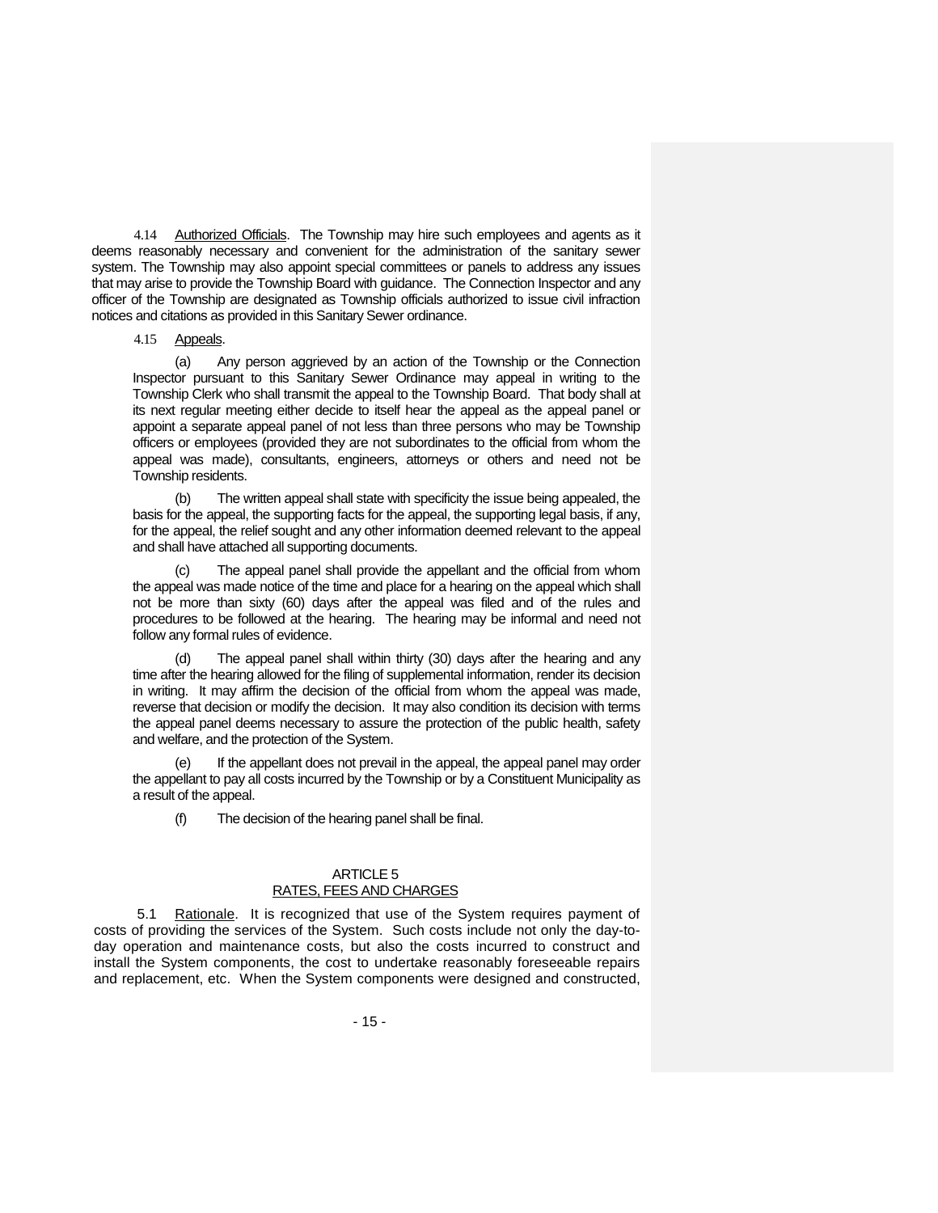4.14 Authorized Officials. The Township may hire such employees and agents as it deems reasonably necessary and convenient for the administration of the sanitary sewer system. The Township may also appoint special committees or panels to address any issues that may arise to provide the Township Board with guidance. The Connection Inspector and any officer of the Township are designated as Township officials authorized to issue civil infraction notices and citations as provided in this Sanitary Sewer ordinance.

4.15 Appeals.

(a) Any person aggrieved by an action of the Township or the Connection Inspector pursuant to this Sanitary Sewer Ordinance may appeal in writing to the Township Clerk who shall transmit the appeal to the Township Board. That body shall at its next regular meeting either decide to itself hear the appeal as the appeal panel or appoint a separate appeal panel of not less than three persons who may be Township officers or employees (provided they are not subordinates to the official from whom the appeal was made), consultants, engineers, attorneys or others and need not be Township residents.

(b) The written appeal shall state with specificity the issue being appealed, the basis for the appeal, the supporting facts for the appeal, the supporting legal basis, if any, for the appeal, the relief sought and any other information deemed relevant to the appeal and shall have attached all supporting documents.

(c) The appeal panel shall provide the appellant and the official from whom the appeal was made notice of the time and place for a hearing on the appeal which shall not be more than sixty (60) days after the appeal was filed and of the rules and procedures to be followed at the hearing. The hearing may be informal and need not follow any formal rules of evidence.

(d) The appeal panel shall within thirty (30) days after the hearing and any time after the hearing allowed for the filing of supplemental information, render its decision in writing. It may affirm the decision of the official from whom the appeal was made, reverse that decision or modify the decision. It may also condition its decision with terms the appeal panel deems necessary to assure the protection of the public health, safety and welfare, and the protection of the System.

(e) If the appellant does not prevail in the appeal, the appeal panel may order the appellant to pay all costs incurred by the Township or by a Constituent Municipality as a result of the appeal.

(f) The decision of the hearing panel shall be final.

## ARTICLE 5
## RATES, FEES AND CHARGES

5.1 Rationale. It is recognized that use of the System requires payment of costs of providing the services of the System. Such costs include not only the day-to-day operation and maintenance costs, but also the costs incurred to construct and install the System components, the cost to undertake reasonably foreseeable repairs and replacement, etc. When the System components were designed and constructed,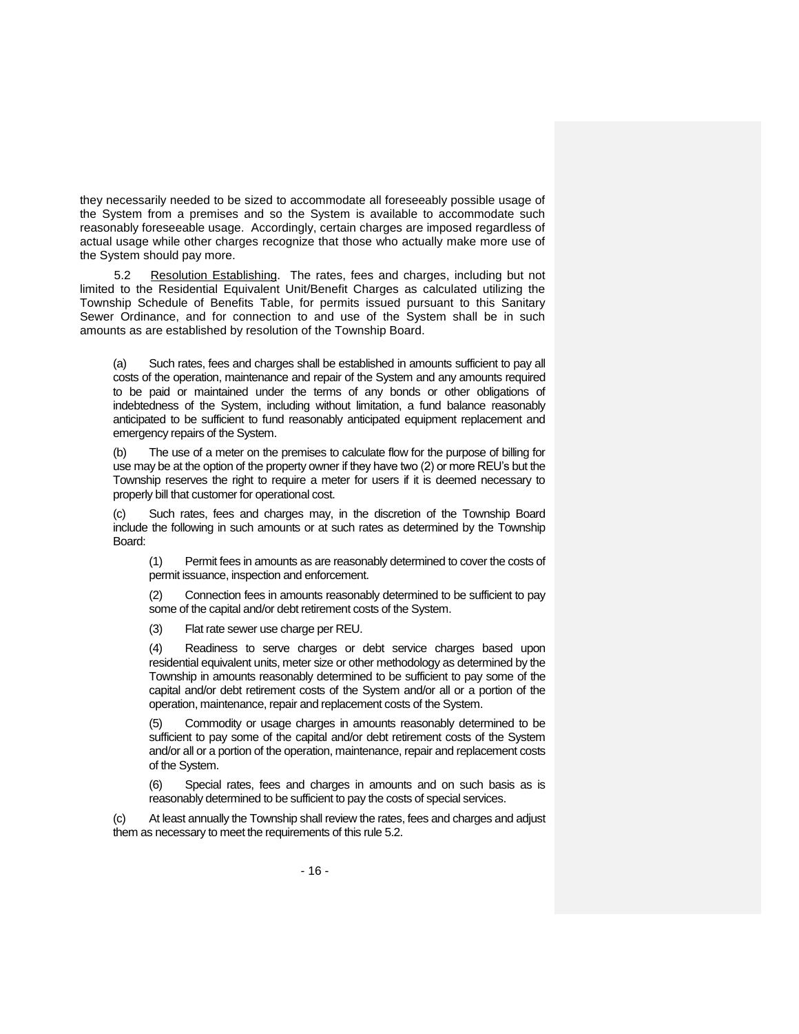they necessarily needed to be sized to accommodate all foreseeably possible usage of the System from a premises and so the System is available to accommodate such reasonably foreseeable usage. Accordingly, certain charges are imposed regardless of actual usage while other charges recognize that those who actually make more use of the System should pay more.

5.2 Resolution Establishing. The rates, fees and charges, including but not limited to the Residential Equivalent Unit/Benefit Charges as calculated utilizing the Township Schedule of Benefits Table, for permits issued pursuant to this Sanitary Sewer Ordinance, and for connection to and use of the System shall be in such amounts as are established by resolution of the Township Board.

(a) Such rates, fees and charges shall be established in amounts sufficient to pay all costs of the operation, maintenance and repair of the System and any amounts required to be paid or maintained under the terms of any bonds or other obligations of indebtedness of the System, including without limitation, a fund balance reasonably anticipated to be sufficient to fund reasonably anticipated equipment replacement and emergency repairs of the System.

(b) The use of a meter on the premises to calculate flow for the purpose of billing for use may be at the option of the property owner if they have two (2) or more REU's but the Township reserves the right to require a meter for users if it is deemed necessary to properly bill that customer for operational cost.

(c) Such rates, fees and charges may, in the discretion of the Township Board include the following in such amounts or at such rates as determined by the Township Board:

(1) Permit fees in amounts as are reasonably determined to cover the costs of permit issuance, inspection and enforcement.

(2) Connection fees in amounts reasonably determined to be sufficient to pay some of the capital and/or debt retirement costs of the System.

(3) Flat rate sewer use charge per REU.

(4) Readiness to serve charges or debt service charges based upon residential equivalent units, meter size or other methodology as determined by the Township in amounts reasonably determined to be sufficient to pay some of the capital and/or debt retirement costs of the System and/or all or a portion of the operation, maintenance, repair and replacement costs of the System.

(5) Commodity or usage charges in amounts reasonably determined to be sufficient to pay some of the capital and/or debt retirement costs of the System and/or all or a portion of the operation, maintenance, repair and replacement costs of the System.

(6) Special rates, fees and charges in amounts and on such basis as is reasonably determined to be sufficient to pay the costs of special services.

(c) At least annually the Township shall review the rates, fees and charges and adjust them as necessary to meet the requirements of this rule 5.2.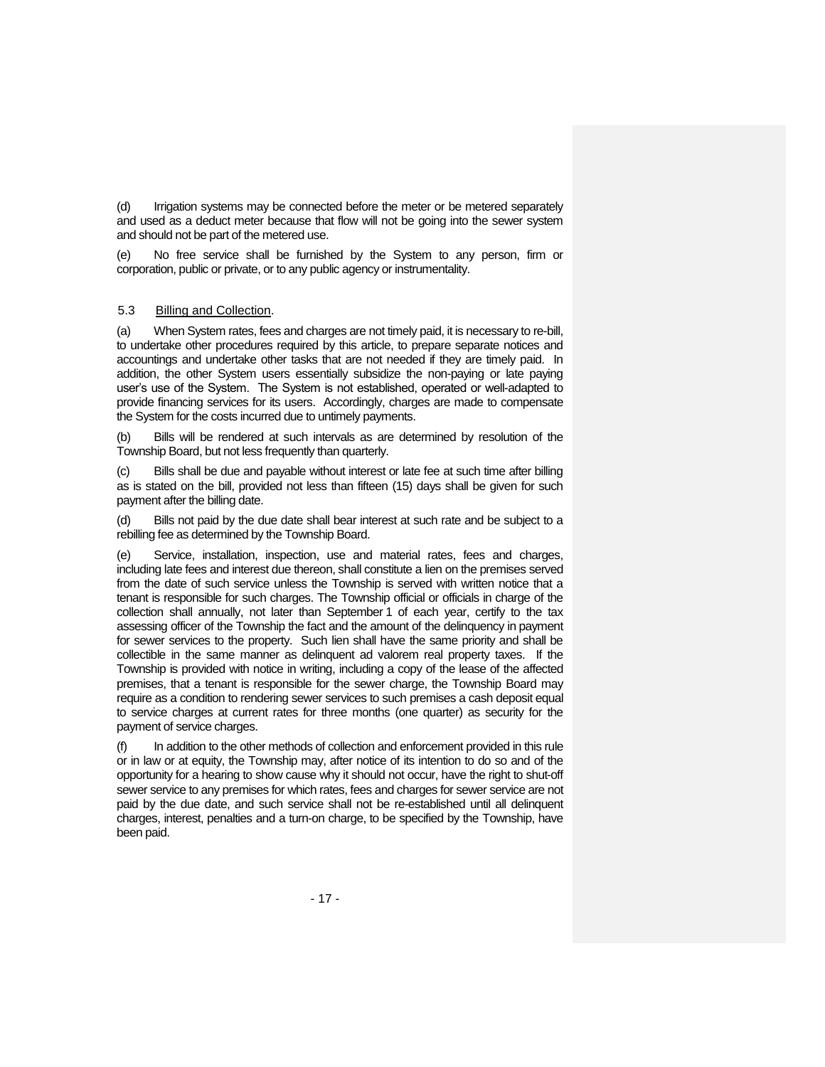(d) Irrigation systems may be connected before the meter or be metered separately and used as a deduct meter because that flow will not be going into the sewer system and should not be part of the metered use.

(e) No free service shall be furnished by the System to any person, firm or corporation, public or private, or to any public agency or instrumentality.

5.3 Billing and Collection.

(a) When System rates, fees and charges are not timely paid, it is necessary to re-bill, to undertake other procedures required by this article, to prepare separate notices and accountings and undertake other tasks that are not needed if they are timely paid. In addition, the other System users essentially subsidize the non-paying or late paying user's use of the System. The System is not established, operated or well-adapted to provide financing services for its users. Accordingly, charges are made to compensate the System for the costs incurred due to untimely payments.

(b) Bills will be rendered at such intervals as are determined by resolution of the Township Board, but not less frequently than quarterly.

(c) Bills shall be due and payable without interest or late fee at such time after billing as is stated on the bill, provided not less than fifteen (15) days shall be given for such payment after the billing date.

(d) Bills not paid by the due date shall bear interest at such rate and be subject to a rebilling fee as determined by the Township Board.

(e) Service, installation, inspection, use and material rates, fees and charges, including late fees and interest due thereon, shall constitute a lien on the premises served from the date of such service unless the Township is served with written notice that a tenant is responsible for such charges. The Township official or officials in charge of the collection shall annually, not later than September 1 of each year, certify to the tax assessing officer of the Township the fact and the amount of the delinquency in payment for sewer services to the property. Such lien shall have the same priority and shall be collectible in the same manner as delinquent ad valorem real property taxes. If the Township is provided with notice in writing, including a copy of the lease of the affected premises, that a tenant is responsible for the sewer charge, the Township Board may require as a condition to rendering sewer services to such premises a cash deposit equal to service charges at current rates for three months (one quarter) as security for the payment of service charges.

(f) In addition to the other methods of collection and enforcement provided in this rule or in law or at equity, the Township may, after notice of its intention to do so and of the opportunity for a hearing to show cause why it should not occur, have the right to shut-off sewer service to any premises for which rates, fees and charges for sewer service are not paid by the due date, and such service shall not be re-established until all delinquent charges, interest, penalties and a turn-on charge, to be specified by the Township, have been paid.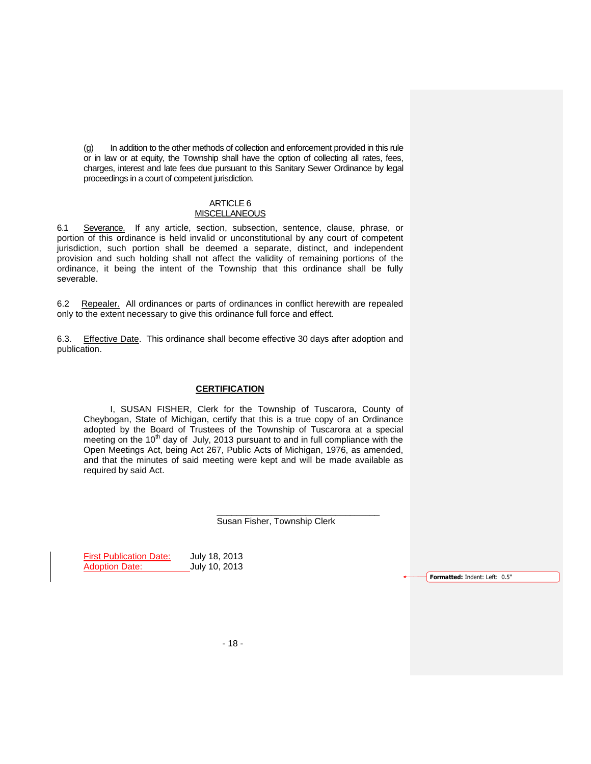(g) In addition to the other methods of collection and enforcement provided in this rule or in law or at equity, the Township shall have the option of collecting all rates, fees, charges, interest and late fees due pursuant to this Sanitary Sewer Ordinance by legal proceedings in a court of competent jurisdiction.

## ARTICLE 6
## MISCELLANEOUS

6.1 Severance. If any article, section, subsection, sentence, clause, phrase, or portion of this ordinance is held invalid or unconstitutional by any court of competent jurisdiction, such portion shall be deemed a separate, distinct, and independent provision and such holding shall not affect the validity of remaining portions of the ordinance, it being the intent of the Township that this ordinance shall be fully severable.

6.2 Repealer. All ordinances or parts of ordinances in conflict herewith are repealed only to the extent necessary to give this ordinance full force and effect.

6.3. Effective Date. This ordinance shall become effective 30 days after adoption and publication.

## CERTIFICATION

I, SUSAN FISHER, Clerk for the Township of Tuscarora, County of Cheybogan, State of Michigan, certify that this is a true copy of an Ordinance adopted by the Board of Trustees of the Township of Tuscarora at a special meeting on the 10th day of July, 2013 pursuant to and in full compliance with the Open Meetings Act, being Act 267, Public Acts of Michigan, 1976, as amended, and that the minutes of said meeting were kept and will be made available as required by said Act.

\_\_\_\_\_\_\_\_\_\_\_\_\_\_\_\_\_\_\_\_\_\_\_\_\_\_\_\_\_\_\_\_\_\_

Susan Fisher, Township Clerk

First Publication Date: July 18, 2013
Adoption Date: July 10, 2013

Formatted: Indent: Left: 0.5"